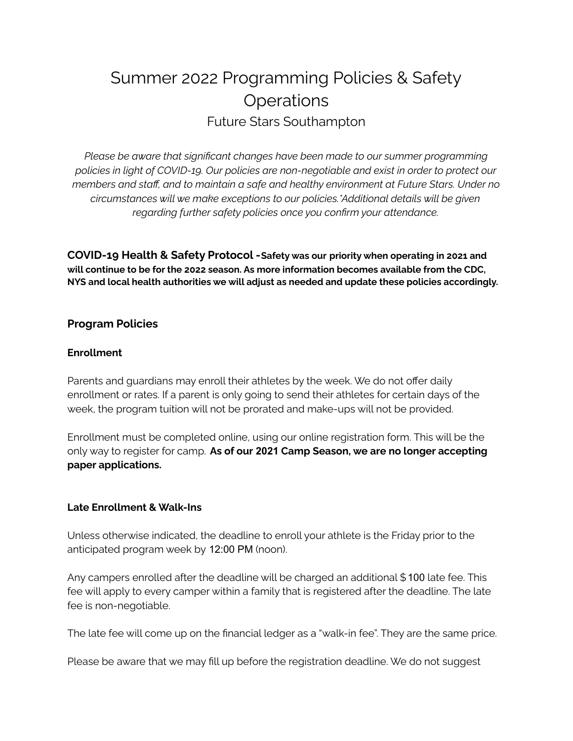# Summer 2022 Programming Policies & Safety Operations

## Future Stars Southampton

*Please be aware that significant changes have been made to our summer programming policies in light of COVID-19. Our policies are non-negotiable and exist in order to protect our members and staff, and to maintain a safe and healthy environment at Future Stars. Under no circumstances will we make exceptions to our policies.*Additional details will be given regarding further safety policies once you confirm your attendance.*

**COVID-19 Health & Safety Protocol - Safety was our priority when operating in 2021 and will continue to be for the 2022 season. As more information becomes available from the CDC, NYS and local health authorities we will adjust as needed and update these policies accordingly.**

### Program Policies

**Enrollment**

Parents and guardians may enroll their athletes by the week. We do not offer daily enrollment or rates. If a parent is only going to send their athletes for certain days of the week, the program tuition will not be prorated and make-ups will not be provided.

Enrollment must be completed online, using our online registration form. This will be the only way to register for camp. **As of our 2021 Camp Season, we are no longer accepting paper applications.**

**Late Enrollment & Walk-Ins**

Unless otherwise indicated, the deadline to enroll your athlete is the Friday prior to the anticipated program week by 12:00 PM (noon).

Any campers enrolled after the deadline will be charged an additional $100 late fee. This fee will apply to every camper within a family that is registered after the deadline. The late fee is non-negotiable.

The late fee will come up on the financial ledger as a "walk-in fee". They are the same price.

Please be aware that we may fill up before the registration deadline. We do not suggest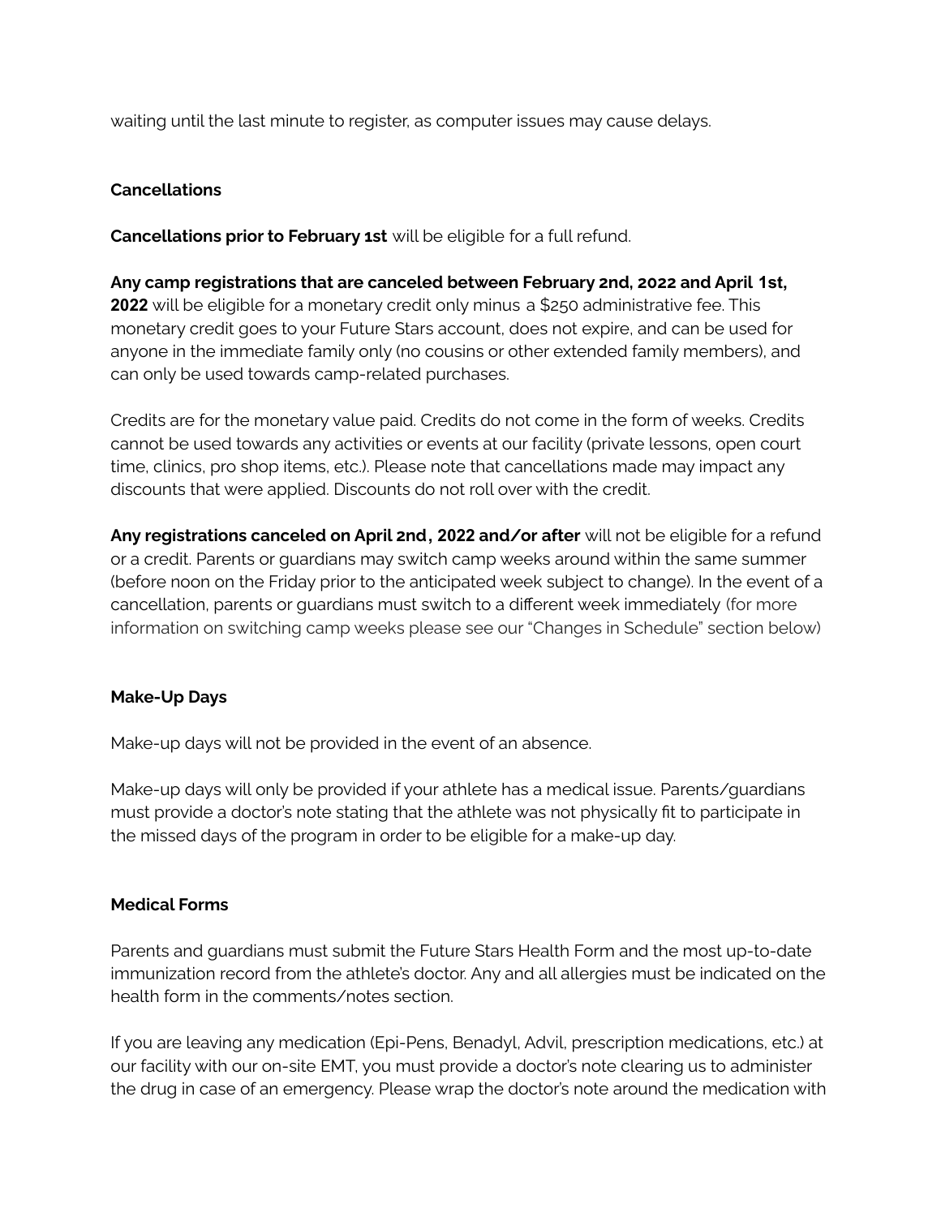waiting until the last minute to register, as computer issues may cause delays.

**Cancellations**

**Cancellations prior to February 1st** will be eligible for a full refund.

**Any camp registrations that are canceled between February 2nd, 2022 and April 1st, 2022** will be eligible for a monetary credit only minus a $250 administrative fee. This monetary credit goes to your Future Stars account, does not expire, and can be used for anyone in the immediate family only (no cousins or other extended family members), and can only be used towards camp-related purchases.

Credits are for the monetary value paid. Credits do not come in the form of weeks. Credits cannot be used towards any activities or events at our facility (private lessons, open court time, clinics, pro shop items, etc.). Please note that cancellations made may impact any discounts that were applied. Discounts do not roll over with the credit.

**Any registrations canceled on April 2nd, 2022 and/or after** will not be eligible for a refund or a credit. Parents or guardians may switch camp weeks around within the same summer (before noon on the Friday prior to the anticipated week subject to change). In the event of a cancellation, parents or guardians must switch to a different week immediately (for more information on switching camp weeks please see our "Changes in Schedule" section below)

**Make-Up Days**

Make-up days will not be provided in the event of an absence.

Make-up days will only be provided if your athlete has a medical issue. Parents/guardians must provide a doctor's note stating that the athlete was not physically fit to participate in the missed days of the program in order to be eligible for a make-up day.

**Medical Forms**

Parents and guardians must submit the Future Stars Health Form and the most up-to-date immunization record from the athlete's doctor. Any and all allergies must be indicated on the health form in the comments/notes section.

If you are leaving any medication (Epi-Pens, Benadyl, Advil, prescription medications, etc.) at our facility with our on-site EMT, you must provide a doctor's note clearing us to administer the drug in case of an emergency. Please wrap the doctor's note around the medication with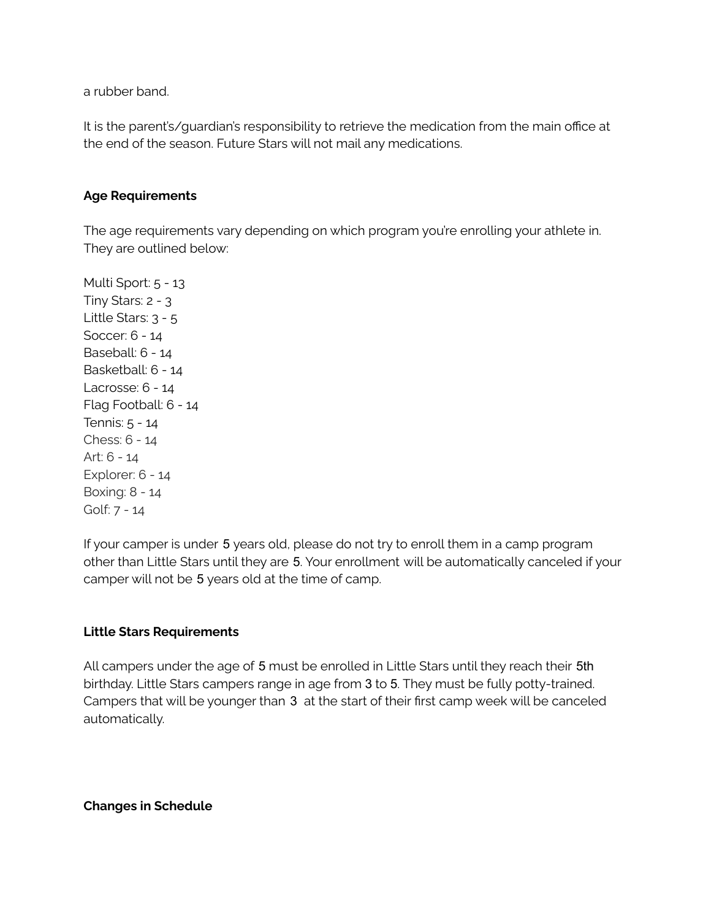a rubber band.

It is the parent's/guardian's responsibility to retrieve the medication from the main office at the end of the season. Future Stars will not mail any medications.

**Age Requirements**

The age requirements vary depending on which program you're enrolling your athlete in. They are outlined below:

Multi Sport: 5 - 13
Tiny Stars: 2 - 3
Little Stars: 3 - 5
Soccer: 6 - 14
Baseball: 6 - 14
Basketball: 6 - 14
Lacrosse: 6 - 14
Flag Football: 6 - 14
Tennis: 5 - 14
Chess: 6 - 14
Art: 6 - 14
Explorer: 6 - 14
Boxing: 8 - 14
Golf: 7 - 14

If your camper is under 5 years old, please do not try to enroll them in a camp program other than Little Stars until they are 5. Your enrollment will be automatically canceled if your camper will not be 5 years old at the time of camp.

**Little Stars Requirements**

All campers under the age of 5 must be enrolled in Little Stars until they reach their 5th birthday. Little Stars campers range in age from 3 to 5. They must be fully potty-trained. Campers that will be younger than 3 at the start of their first camp week will be canceled automatically.

**Changes in Schedule**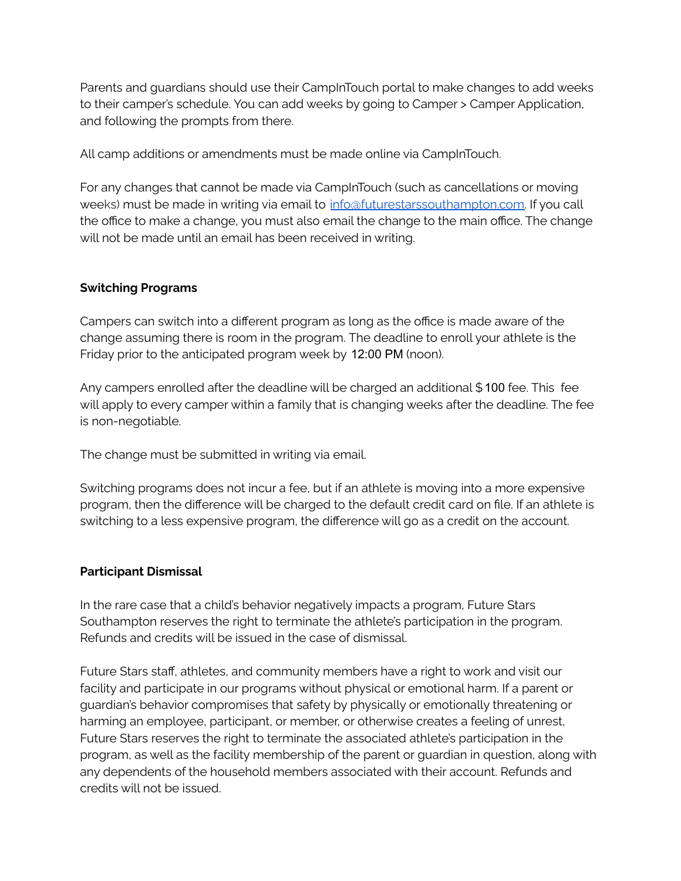Parents and guardians should use their CampInTouch portal to make changes to add weeks to their camper's schedule. You can add weeks by going to Camper > Camper Application, and following the prompts from there.

All camp additions or amendments must be made online via CampInTouch.

For any changes that cannot be made via CampInTouch (such as cancellations or moving weeks) must be made in writing via email to [info@futurestarssouthampton.com](mailto:info@futurestarssouthampton.com). If you call the office to make a change, you must also email the change to the main office. The change will not be made until an email has been received in writing.

## Switching Programs

Campers can switch into a different program as long as the office is made aware of the change assuming there is room in the program. The deadline to enroll your athlete is the Friday prior to the anticipated program week by 12:00 PM (noon).

Any campers enrolled after the deadline will be charged an additional $100 fee. This fee will apply to every camper within a family that is changing weeks after the deadline. The fee is non-negotiable.

The change must be submitted in writing via email.

Switching programs does not incur a fee, but if an athlete is moving into a more expensive program, then the difference will be charged to the default credit card on file. If an athlete is switching to a less expensive program, the difference will go as a credit on the account.

## Participant Dismissal

In the rare case that a child's behavior negatively impacts a program, Future Stars Southampton reserves the right to terminate the athlete's participation in the program. Refunds and credits will be issued in the case of dismissal.

Future Stars staff, athletes, and community members have a right to work and visit our facility and participate in our programs without physical or emotional harm. If a parent or guardian's behavior compromises that safety by physically or emotionally threatening or harming an employee, participant, or member, or otherwise creates a feeling of unrest, Future Stars reserves the right to terminate the associated athlete's participation in the program, as well as the facility membership of the parent or guardian in question, along with any dependents of the household members associated with their account. Refunds and credits will not be issued.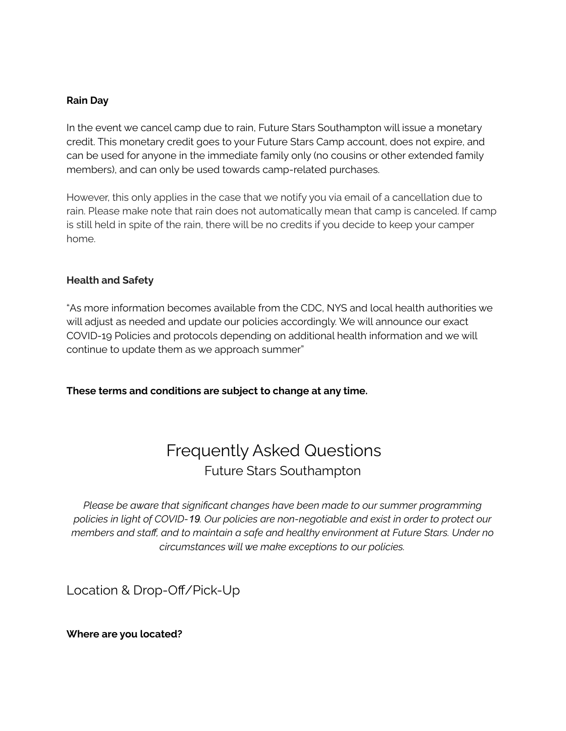**Rain Day**

In the event we cancel camp due to rain, Future Stars Southampton will issue a monetary credit. This monetary credit goes to your Future Stars Camp account, does not expire, and can be used for anyone in the immediate family only (no cousins or other extended family members), and can only be used towards camp-related purchases.

However, this only applies in the case that we notify you via email of a cancellation due to rain. Please make note that rain does not automatically mean that camp is canceled. If camp is still held in spite of the rain, there will be no credits if you decide to keep your camper home.

**Health and Safety**

“As more information becomes available from the CDC, NYS and local health authorities we will adjust as needed and update our policies accordingly. We will announce our exact COVID-19 Policies and protocols depending on additional health information and we will continue to update them as we approach summer”

**These terms and conditions are subject to change at any time.**

# Frequently Asked Questions

## Future Stars Southampton

*Please be aware that significant changes have been made to our summer programming policies in light of COVID-19. Our policies are non-negotiable and exist in order to protect our members and staff, and to maintain a safe and healthy environment at Future Stars. Under no circumstances will we make exceptions to our policies.*

## Location & Drop-Off/Pick-Up

**Where are you located?**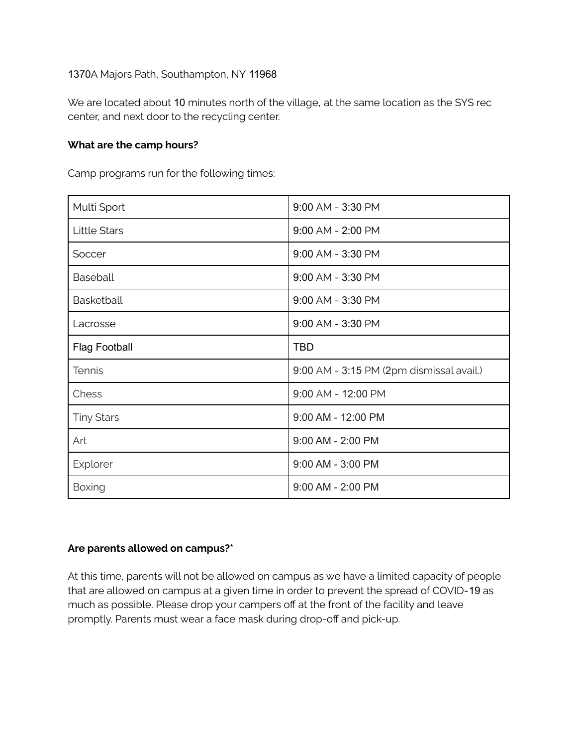1370A Majors Path, Southampton, NY 11968

We are located about 10 minutes north of the village, at the same location as the SYS rec center, and next door to the recycling center.

**What are the camp hours?**

Camp programs run for the following times:

| | |
|---|---|
| Multi Sport | 9:00 AM - 3:30 PM |
| Little Stars | 9:00 AM - 2:00 PM |
| Soccer | 9:00 AM - 3:30 PM |
| Baseball | 9:00 AM - 3:30 PM |
| Basketball | 9:00 AM - 3:30 PM |
| Lacrosse | 9:00 AM - 3:30 PM |
| Flag Football | TBD |
| Tennis | 9:00 AM - 3:15 PM (2pm dismissal avail.) |
| Chess | 9:00 AM - 12:00 PM |
| Tiny Stars | 9:00 AM - 12:00 PM |
| Art | 9:00 AM - 2:00 PM |
| Explorer | 9:00 AM - 3:00 PM |
| Boxing | 9:00 AM - 2:00 PM |

**Are parents allowed on campus?***

At this time, parents will not be allowed on campus as we have a limited capacity of people that are allowed on campus at a given time in order to prevent the spread of COVID-19 as much as possible. Please drop your campers off at the front of the facility and leave promptly. Parents must wear a face mask during drop-off and pick-up.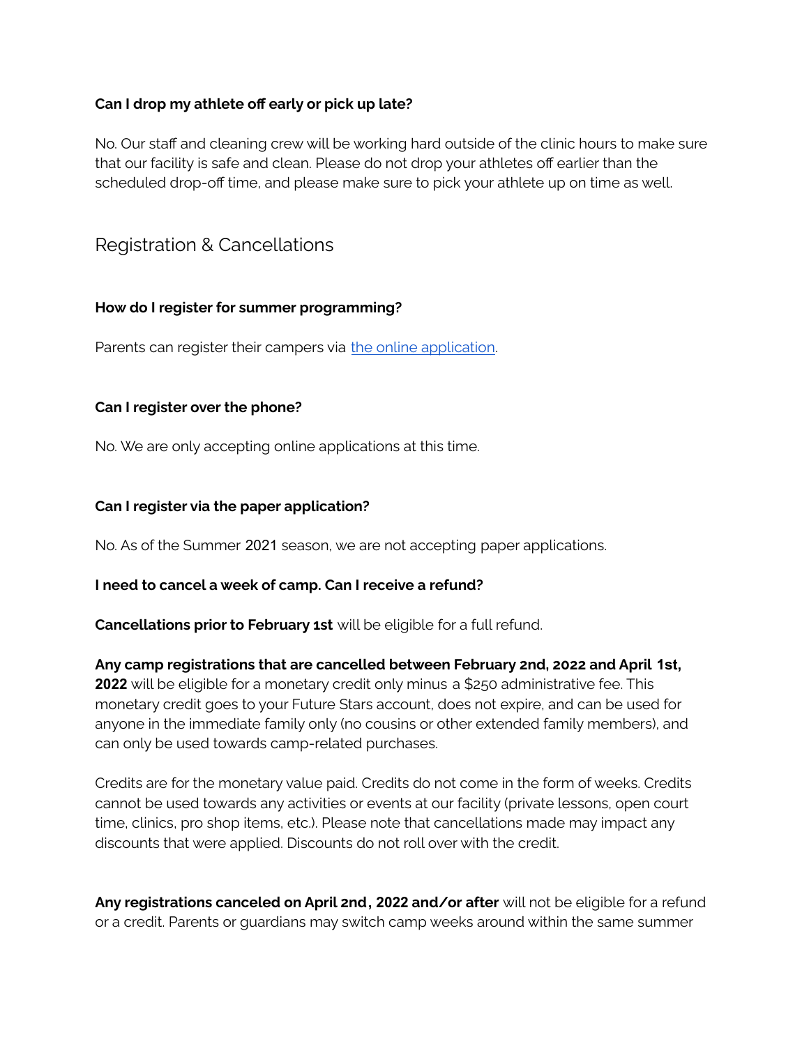**Can I drop my athlete off early or pick up late?**

No. Our staff and cleaning crew will be working hard outside of the clinic hours to make sure that our facility is safe and clean. Please do not drop your athletes off earlier than the scheduled drop-off time, and please make sure to pick your athlete up on time as well.

## Registration & Cancellations

**How do I register for summer programming?**

Parents can register their campers via [the online application](the online application).

**Can I register over the phone?**

No. We are only accepting online applications at this time.

**Can I register via the paper application?**

No. As of the Summer 2021 season, we are not accepting paper applications.

**I need to cancel a week of camp. Can I receive a refund?**

**Cancellations prior to February 1st** will be eligible for a full refund.

**Any camp registrations that are cancelled between February 2nd, 2022 and April 1st, 2022** will be eligible for a monetary credit only minus a $250 administrative fee. This monetary credit goes to your Future Stars account, does not expire, and can be used for anyone in the immediate family only (no cousins or other extended family members), and can only be used towards camp-related purchases.

Credits are for the monetary value paid. Credits do not come in the form of weeks. Credits cannot be used towards any activities or events at our facility (private lessons, open court time, clinics, pro shop items, etc.). Please note that cancellations made may impact any discounts that were applied. Discounts do not roll over with the credit.

**Any registrations canceled on April 2nd, 2022 and/or after** will not be eligible for a refund or a credit. Parents or guardians may switch camp weeks around within the same summer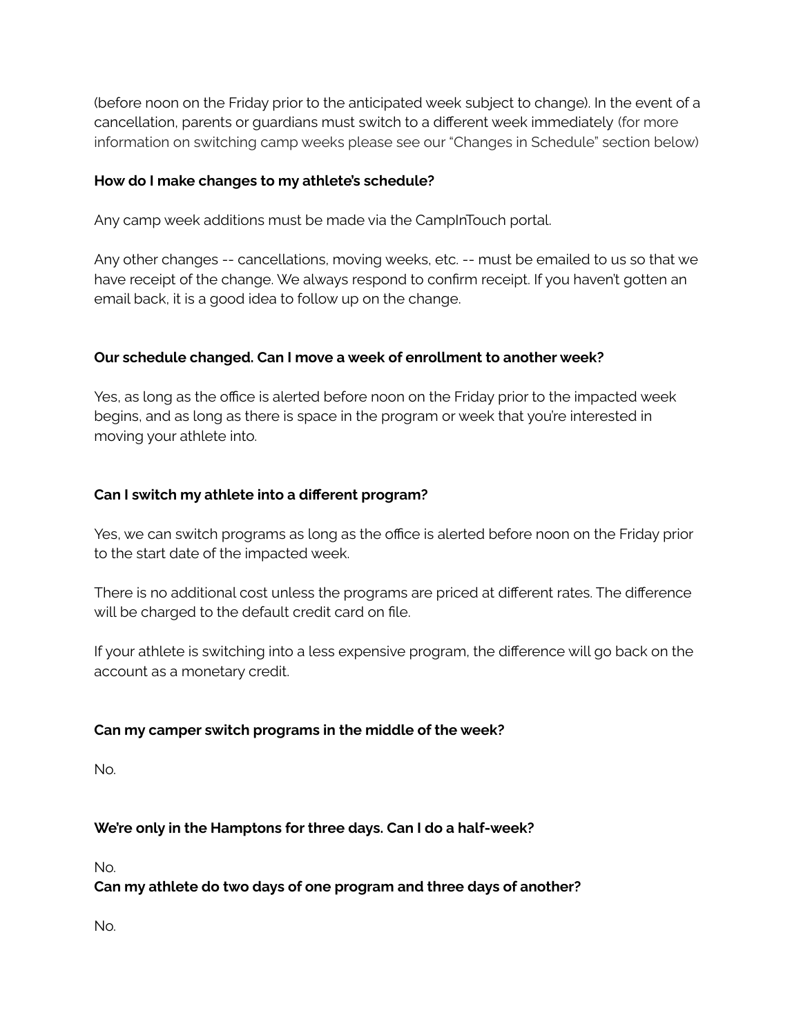(before noon on the Friday prior to the anticipated week subject to change). In the event of a cancellation, parents or guardians must switch to a different week immediately (for more information on switching camp weeks please see our "Changes in Schedule" section below)

**How do I make changes to my athlete's schedule?**

Any camp week additions must be made via the CampInTouch portal.

Any other changes -- cancellations, moving weeks, etc. -- must be emailed to us so that we have receipt of the change. We always respond to confirm receipt. If you haven't gotten an email back, it is a good idea to follow up on the change.

**Our schedule changed. Can I move a week of enrollment to another week?**

Yes, as long as the office is alerted before noon on the Friday prior to the impacted week begins, and as long as there is space in the program or week that you're interested in moving your athlete into.

**Can I switch my athlete into a different program?**

Yes, we can switch programs as long as the office is alerted before noon on the Friday prior to the start date of the impacted week.

There is no additional cost unless the programs are priced at different rates. The difference will be charged to the default credit card on file.

If your athlete is switching into a less expensive program, the difference will go back on the account as a monetary credit.

**Can my camper switch programs in the middle of the week?**

No.

**We're only in the Hamptons for three days. Can I do a half-week?**

No.

**Can my athlete do two days of one program and three days of another?**

No.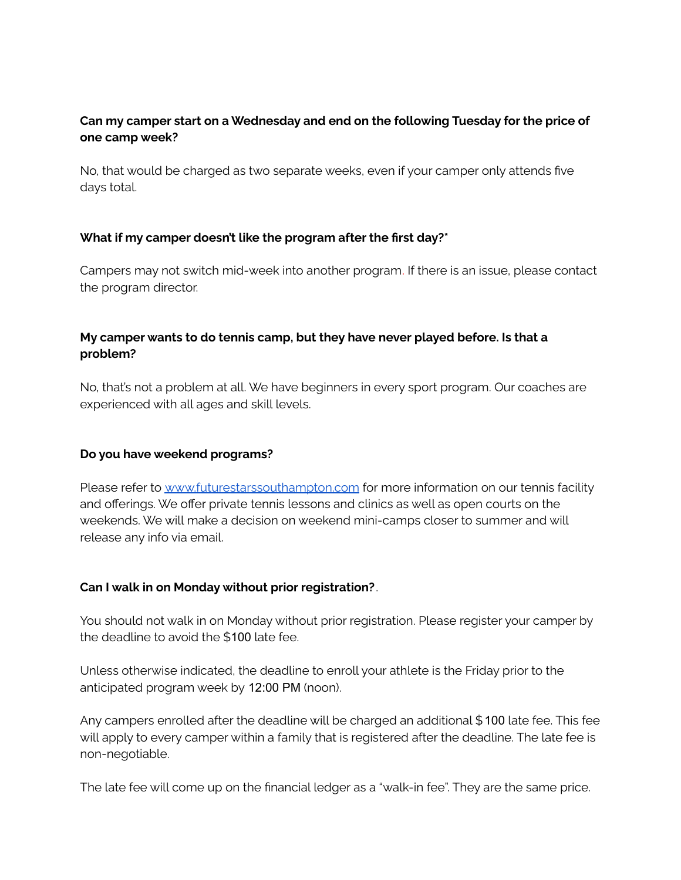**Can my camper start on a Wednesday and end on the following Tuesday for the price of one camp week?**

No, that would be charged as two separate weeks, even if your camper only attends five days total.

**What if my camper doesn't like the program after the first day?***

Campers may not switch mid-week into another program. If there is an issue, please contact the program director.

**My camper wants to do tennis camp, but they have never played before. Is that a problem?**

No, that's not a problem at all. We have beginners in every sport program. Our coaches are experienced with all ages and skill levels.

**Do you have weekend programs?**

Please refer to [www.futurestarssouthampton.com](http://www.futurestarssouthampton.com) for more information on our tennis facility and offerings. We offer private tennis lessons and clinics as well as open courts on the weekends. We will make a decision on weekend mini-camps closer to summer and will release any info via email.

**Can I walk in on Monday without prior registration?**.

You should not walk in on Monday without prior registration. Please register your camper by the deadline to avoid the $100 late fee.

Unless otherwise indicated, the deadline to enroll your athlete is the Friday prior to the anticipated program week by 12:00 PM (noon).

Any campers enrolled after the deadline will be charged an additional $ 100 late fee. This fee will apply to every camper within a family that is registered after the deadline. The late fee is non-negotiable.

The late fee will come up on the financial ledger as a "walk-in fee". They are the same price.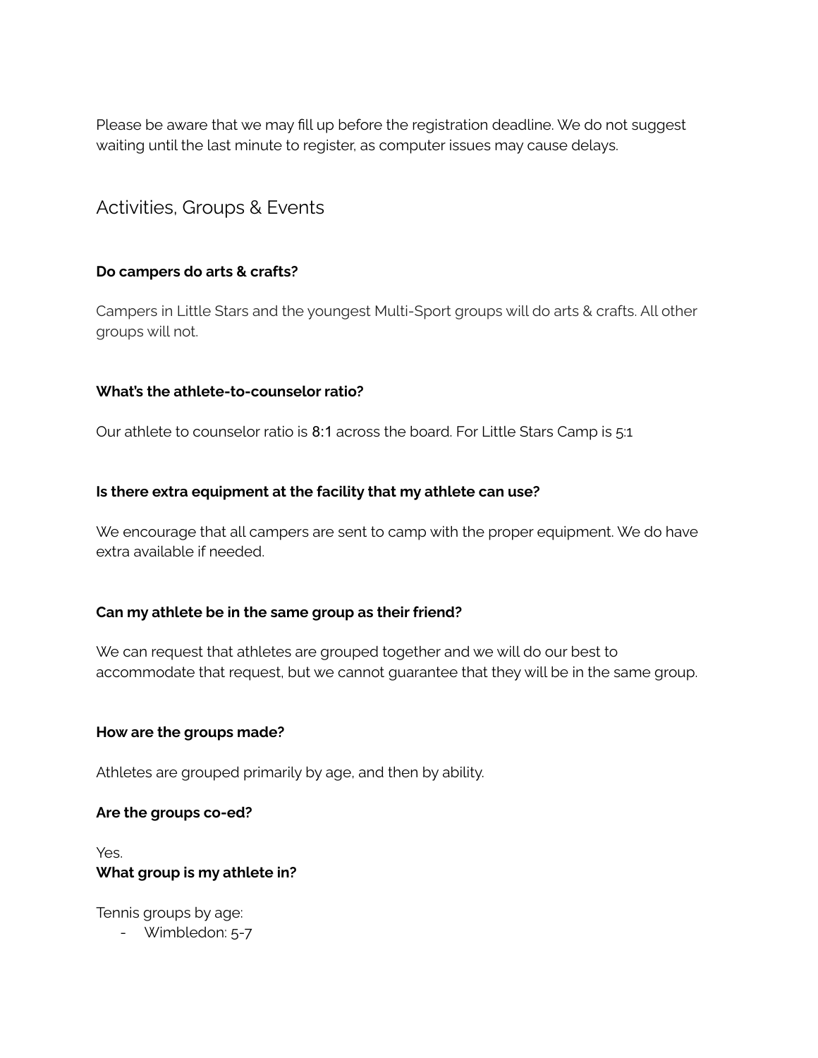Please be aware that we may fill up before the registration deadline. We do not suggest waiting until the last minute to register, as computer issues may cause delays.

## Activities, Groups & Events

**Do campers do arts & crafts?**

Campers in Little Stars and the youngest Multi-Sport groups will do arts & crafts. All other groups will not.

**What's the athlete-to-counselor ratio?**

Our athlete to counselor ratio is 8:1 across the board. For Little Stars Camp is 5:1

**Is there extra equipment at the facility that my athlete can use?**

We encourage that all campers are sent to camp with the proper equipment. We do have extra available if needed.

**Can my athlete be in the same group as their friend?**

We can request that athletes are grouped together and we will do our best to accommodate that request, but we cannot guarantee that they will be in the same group.

**How are the groups made?**

Athletes are grouped primarily by age, and then by ability.

**Are the groups co-ed?**

Yes.

**What group is my athlete in?**

Tennis groups by age:

- Wimbledon: 5-7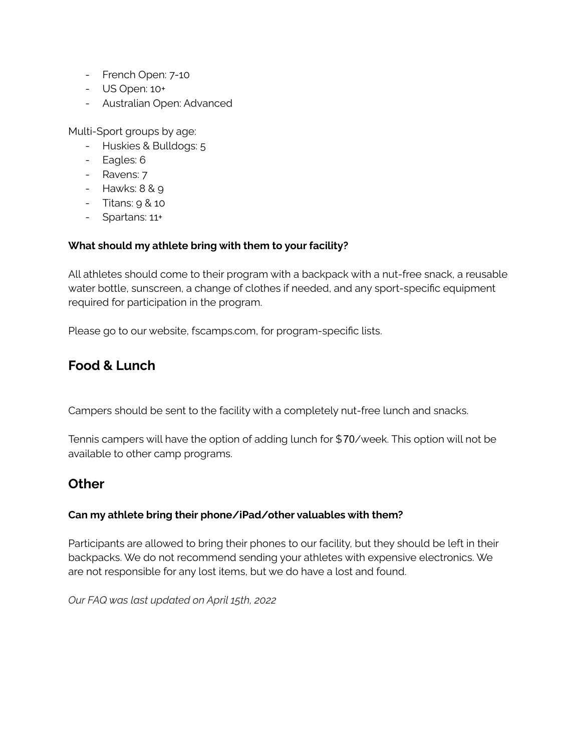- French Open: 7-10
- US Open: 10+
- Australian Open: Advanced

Multi-Sport groups by age:

- Huskies & Bulldogs: 5
- Eagles: 6
- Ravens: 7
- Hawks: 8 & 9
- Titans: 9 & 10
- Spartans: 11+

**What should my athlete bring with them to your facility?**

All athletes should come to their program with a backpack with a nut-free snack, a reusable water bottle, sunscreen, a change of clothes if needed, and any sport-specific equipment required for participation in the program.

Please go to our website, fscamps.com, for program-specific lists.

## Food & Lunch

Campers should be sent to the facility with a completely nut-free lunch and snacks.

Tennis campers will have the option of adding lunch for $70/week. This option will not be available to other camp programs.

## Other

**Can my athlete bring their phone/iPad/other valuables with them?**

Participants are allowed to bring their phones to our facility, but they should be left in their backpacks. We do not recommend sending your athletes with expensive electronics. We are not responsible for any lost items, but we do have a lost and found.

*Our FAQ was last updated on April 15th, 2022*